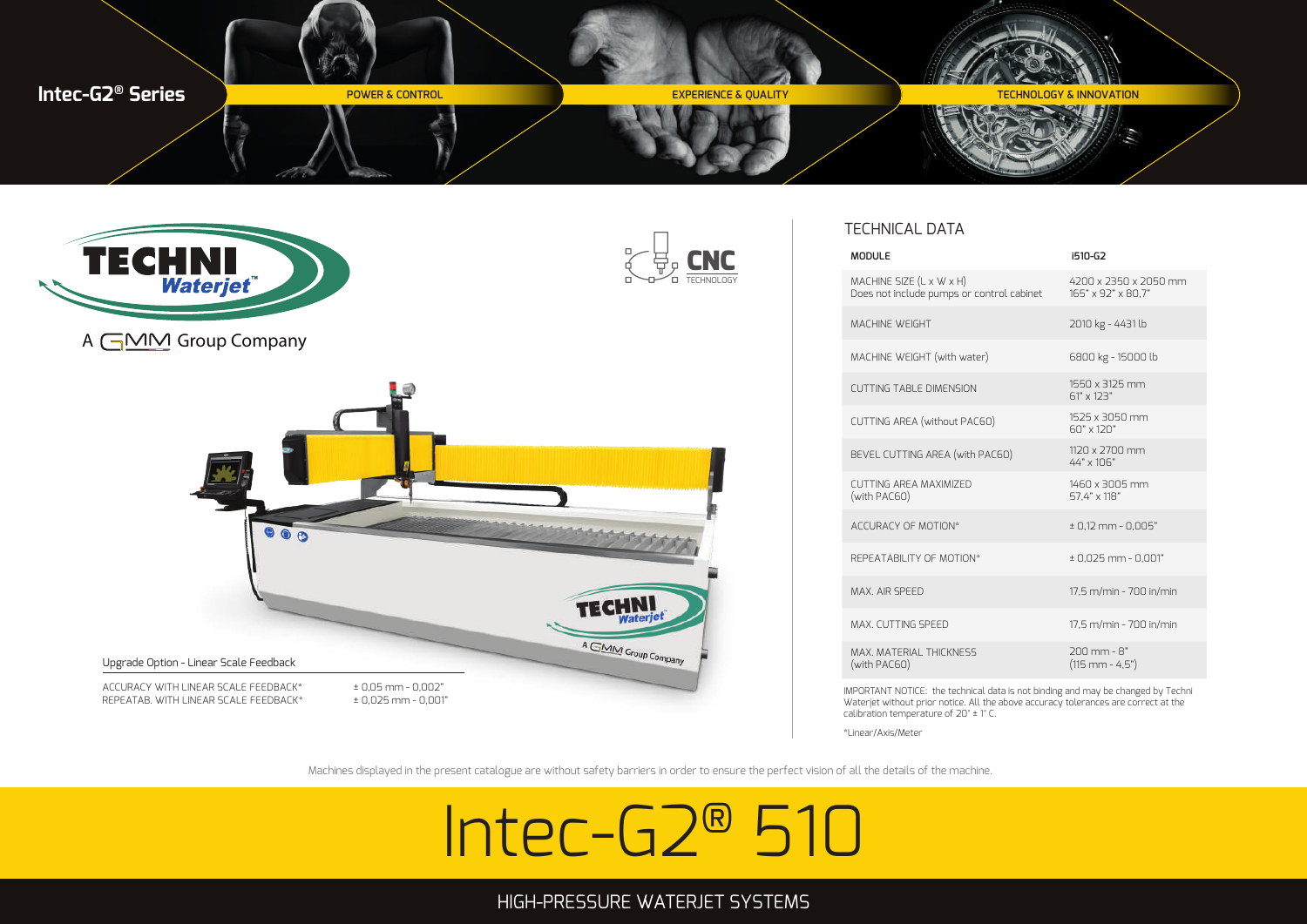**Intec-G2® Series**

POWER & CONTROL

EXPERIENCE & QUALITY

TECHNOLOGY & INNOVATION

TECHNI Waterjet™

A GMM Group Company

CNC TECHNOLOGY

Upgrade Option - Linear Scale Feedback

| | |
|---|---|
| ACCURACY WITH LINEAR SCALE FEEDBACK* | ± 0,05 mm - 0,002" |
| REPEATAB. WITH LINEAR SCALE FEEDBACK* | ± 0,025 mm - 0,001" |

## TECHNICAL DATA

| MODULE | i510-G2 |
|---|---|
| MACHINE SIZE (L x W x H) Does not include pumps or control cabinet | 4200 x 2350 x 2050 mm 165" x 92" x 80,7" |
| MACHINE WEIGHT | 2010 kg - 4431 lb |
| MACHINE WEIGHT (with water) | 6800 kg - 15000 lb |
| CUTTING TABLE DIMENSION | 1550 x 3125 mm 61" x 123" |
| CUTTING AREA (without PAC60) | 1525 x 3050 mm 60" x 120" |
| BEVEL CUTTING AREA (with PAC60) | 1120 x 2700 mm 44" x 106" |
| CUTTING AREA MAXIMIZED (with PAC60) | 1460 x 3005 mm 57,4" x 118" |
| ACCURACY OF MOTION* | ± 0,12 mm - 0,005" |
| REPEATABILITY OF MOTION* | ± 0,025 mm - 0,001" |
| MAX. AIR SPEED | 17,5 m/min - 700 in/min |
| MAX. CUTTING SPEED | 17,5 m/min - 700 in/min |
| MAX. MATERIAL THICKNESS (with PAC60) | 200 mm - 8" (115 mm - 4,5") |

IMPORTANT NOTICE: the technical data is not binding and may be changed by Techni Waterjet without prior notice. All the above accuracy tolerances are correct at the calibration temperature of 20° ± 1° C.

*Linear/Axis/Meter

Machines displayed in the present catalogue are without safety barriers in order to ensure the perfect vision of all the details of the machine.

# Intec-G2® 510

HIGH-PRESSURE WATERJET SYSTEMS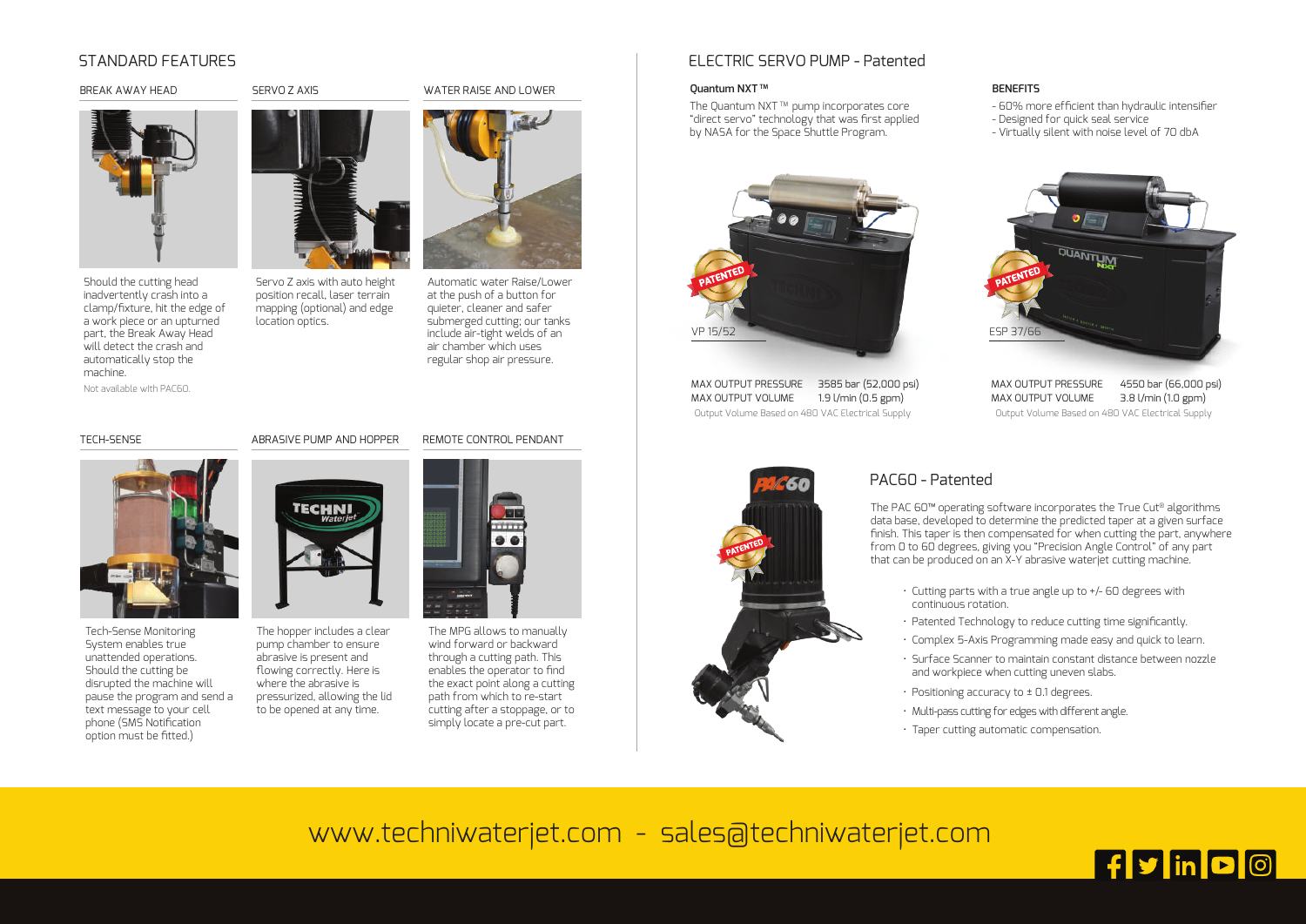## STANDARD FEATURES

### BREAK AWAY HEAD

Should the cutting head inadvertently crash into a clamp/fixture, hit the edge of a work piece or an upturned part, the Break Away Head will detect the crash and automatically stop the machine.

Not available with PAC60.

### SERVO Z AXIS

Servo Z axis with auto height position recall, laser terrain mapping (optional) and edge location optics.

### WATER RAISE AND LOWER

Automatic water Raise/Lower at the push of a button for quieter, cleaner and safer submerged cutting; our tanks include air-tight welds of an air chamber which uses regular shop air pressure.

### TECH-SENSE

Tech-Sense Monitoring System enables true unattended operations. Should the cutting be disrupted the machine will pause the program and send a text message to your cell phone (SMS Notification option must be fitted.)

### ABRASIVE PUMP AND HOPPER

The hopper includes a clear pump chamber to ensure abrasive is present and flowing correctly. Here is where the abrasive is pressurized, allowing the lid to be opened at any time.

### REMOTE CONTROL PENDANT

The MPG allows to manually wind forward or backward through a cutting path. This enables the operator to find the exact point along a cutting path from which to re-start cutting after a stoppage, or to simply locate a pre-cut part.

## ELECTRIC SERVO PUMP - Patented

**Quantum NXT™**

The Quantum NXT™ pump incorporates core "direct servo" technology that was first applied by NASA for the Space Shuttle Program.

**BENEFITS**

- 60% more efficient than hydraulic intensifier
- Designed for quick seal service
- Virtually silent with noise level of 70 dbA

PATENTED

**VP 15/52**

| | |
|---|---|
| MAX OUTPUT PRESSURE | 3585 bar (52,000 psi) |
| MAX OUTPUT VOLUME | 1.9 l/min (0.5 gpm) |

Output Volume Based on 480 VAC Electrical Supply

PATENTED

**ESP 37/66**

| | |
|---|---|
| MAX OUTPUT PRESSURE | 4550 bar (66,000 psi) |
| MAX OUTPUT VOLUME | 3.8 l/min (1.0 gpm) |

Output Volume Based on 480 VAC Electrical Supply

## PAC60 - Patented

PATENTED

The PAC 60™ operating software incorporates the True Cut® algorithms data base, developed to determine the predicted taper at a given surface finish. This taper is then compensated for when cutting the part, anywhere from 0 to 60 degrees, giving you "Precision Angle Control" of any part that can be produced on an X-Y abrasive waterjet cutting machine.

- Cutting parts with a true angle up to +/- 60 degrees with continuous rotation.
- Patented Technology to reduce cutting time significantly.
- Complex 5-Axis Programming made easy and quick to learn.
- Surface Scanner to maintain constant distance between nozzle and workpiece when cutting uneven slabs.
- Positioning accuracy to ± 0.1 degrees.
- Multi-pass cutting for edges with different angle.
- Taper cutting automatic compensation.

www.techniwaterjet.com - sales@techniwaterjet.com